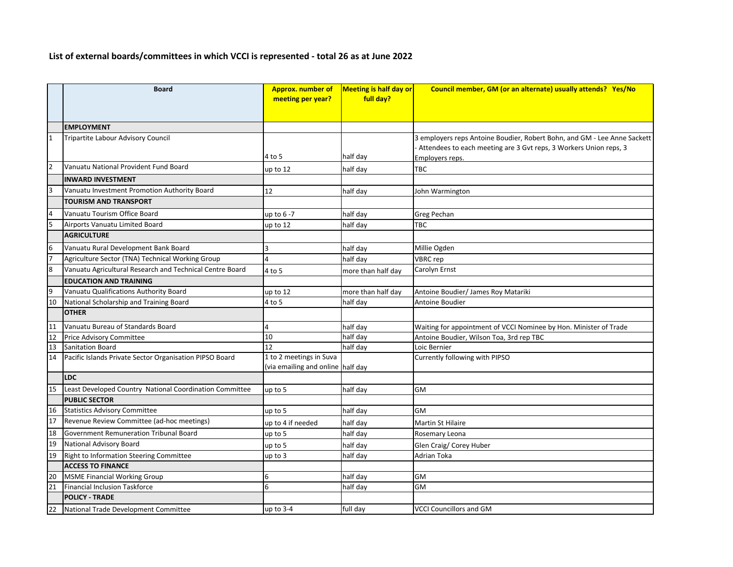**List of external boards/committees in which VCCI is represented - total 26 as at June 2022**

| | Board | Approx. number of meeting per year? | Meeting is half day or full day? | Council member, GM (or an alternate) usually attends? Yes/No |
|---|---|---|---|---|
| | **EMPLOYMENT** | | | |
| 1 | Tripartite Labour Advisory Council | 4 to 5 | half day | 3 employers reps Antoine Boudier, Robert Bohn, and GM - Lee Anne Sackett - Attendees to each meeting are 3 Gvt reps, 3 Workers Union reps, 3 Employers reps. |
| 2 | Vanuatu National Provident Fund Board | up to 12 | half day | TBC |
| | **INWARD INVESTMENT** | | | |
| 3 | Vanuatu Investment Promotion Authority Board | 12 | half day | John Warmington |
| | **TOURISM AND TRANSPORT** | | | |
| 4 | Vanuatu Tourism Office Board | up to 6 -7 | half day | Greg Pechan |
| 5 | Airports Vanuatu Limited Board | up to 12 | half day | TBC |
| | **AGRICULTURE** | | | |
| 6 | Vanuatu Rural Development Bank Board | 3 | half day | Millie Ogden |
| 7 | Agriculture Sector (TNA) Technical Working Group | 4 | half day | VBRC rep |
| 8 | Vanuatu Agricultural Research and Technical Centre Board | 4 to 5 | more than half day | Carolyn Ernst |
| | **EDUCATION AND TRAINING** | | | |
| 9 | Vanuatu Qualifications Authority Board | up to 12 | more than half day | Antoine Boudier/ James Roy Matariki |
| 10 | National Scholarship and Training Board | 4 to 5 | half day | Antoine Boudier |
| | **OTHER** | | | |
| 11 | Vanuatu Bureau of Standards Board | 4 | half day | Waiting for appointment of VCCI Nominee by Hon. Minister of Trade |
| 12 | Price Advisory Committee | 10 | half day | Antoine Boudier, Wilson Toa, 3rd rep TBC |
| 13 | Sanitation Board | 12 | half day | Loic Bernier |
| 14 | Pacific Islands Private Sector Organisation PIPSO Board | 1 to 2 meetings in Suva (via emailing and online | half day | Currently following with PIPSO |
| | **LDC** | | | |
| 15 | Least Developed Country National Coordination Committee | up to 5 | half day | GM |
| | **PUBLIC SECTOR** | | | |
| 16 | Statistics Advisory Committee | up to 5 | half day | GM |
| 17 | Revenue Review Committee (ad-hoc meetings) | up to 4 if needed | half day | Martin St Hilaire |
| 18 | Government Remuneration Tribunal Board | up to 5 | half day | Rosemary Leona |
| 19 | National Advisory Board | up to 5 | half day | Glen Craig/ Corey Huber |
| 19 | Right to Information Steering Committee | up to 3 | half day | Adrian Toka |
| | **ACCESS TO FINANCE** | | | |
| 20 | MSME Financial Working Group | 6 | half day | GM |
| 21 | Financial Inclusion Taskforce | 6 | half day | GM |
| | **POLICY - TRADE** | | | |
| 22 | National Trade Development Committee | up to 3-4 | full day | VCCI Councillors and GM |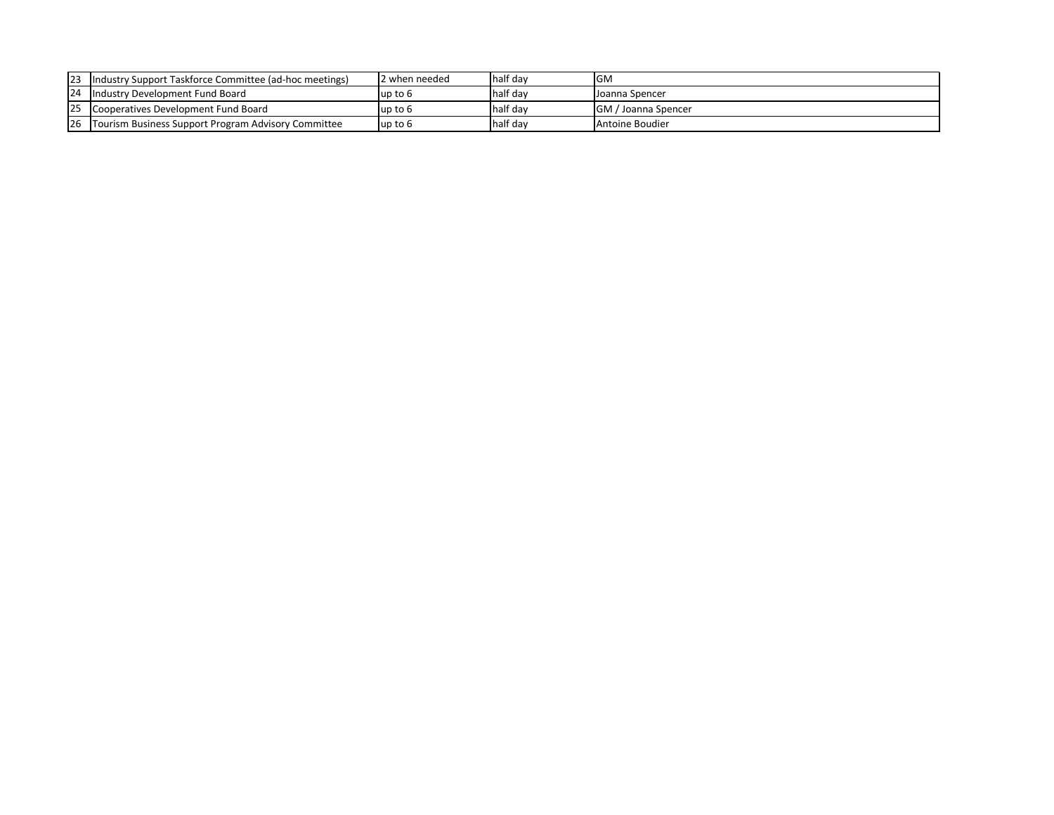| | | | | |
|---|---|---|---|---|
| 23 | Industry Support Taskforce Committee (ad-hoc meetings) | 2 when needed | half day | GM |
| 24 | Industry Development Fund Board | up to 6 | half day | Joanna Spencer |
| 25 | Cooperatives Development Fund Board | up to 6 | half day | GM / Joanna Spencer |
| 26 | Tourism Business Support Program Advisory Committee | up to 6 | half day | Antoine Boudier |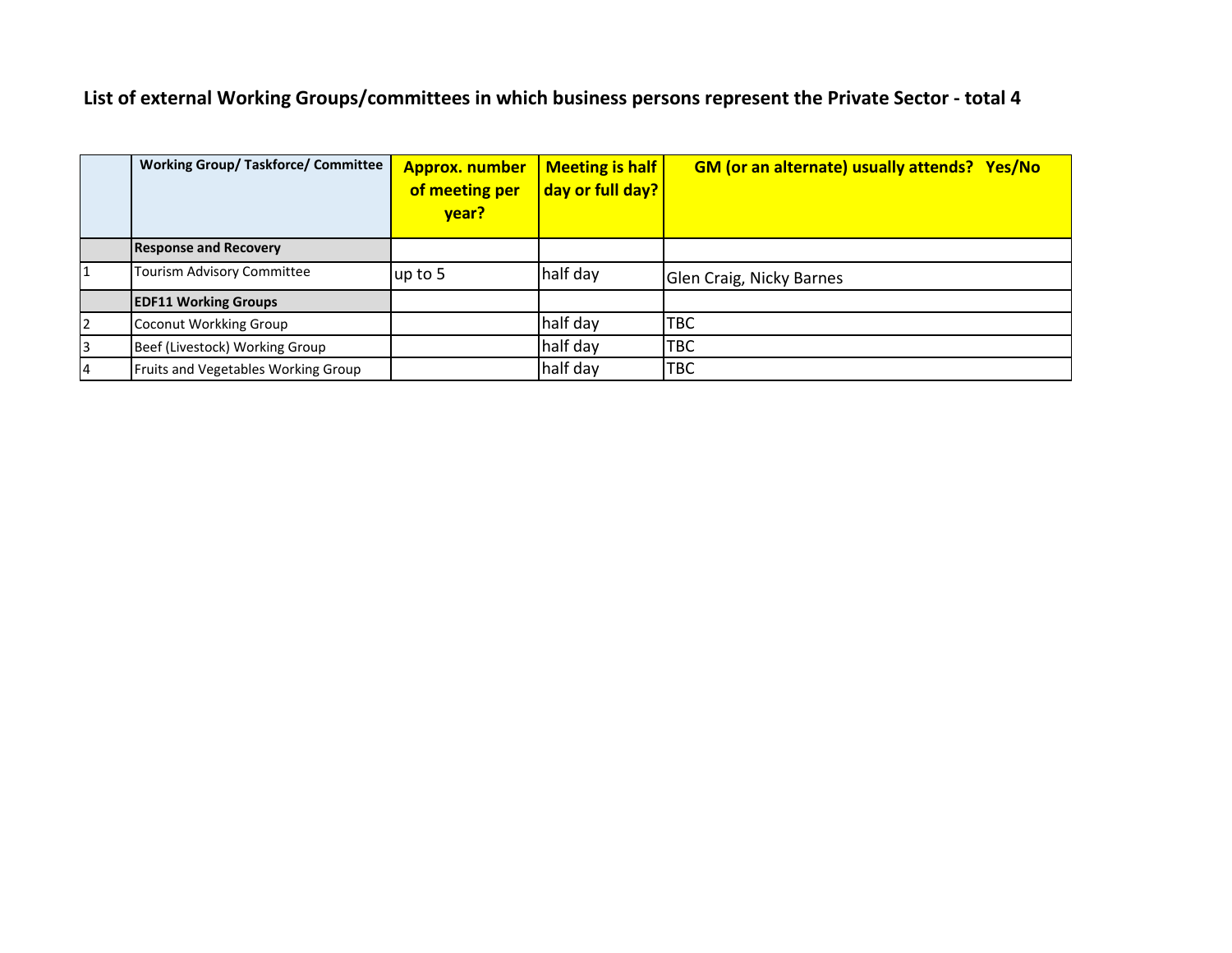**List of external Working Groups/committees in which business persons represent the Private Sector - total 4**

| | Working Group/ Taskforce/ Committee | Approx. number of meeting per year? | Meeting is half day or full day? | GM (or an alternate) usually attends? Yes/No |
|---|---|---|---|---|
| | **Response and Recovery** | | | |
| 1 | Tourism Advisory Committee | up to 5 | half day | Glen Craig, Nicky Barnes |
| | **EDF11 Working Groups** | | | |
| 2 | Coconut Workking Group | | half day | TBC |
| 3 | Beef (Livestock) Working Group | | half day | TBC |
| 4 | Fruits and Vegetables Working Group | | half day | TBC |